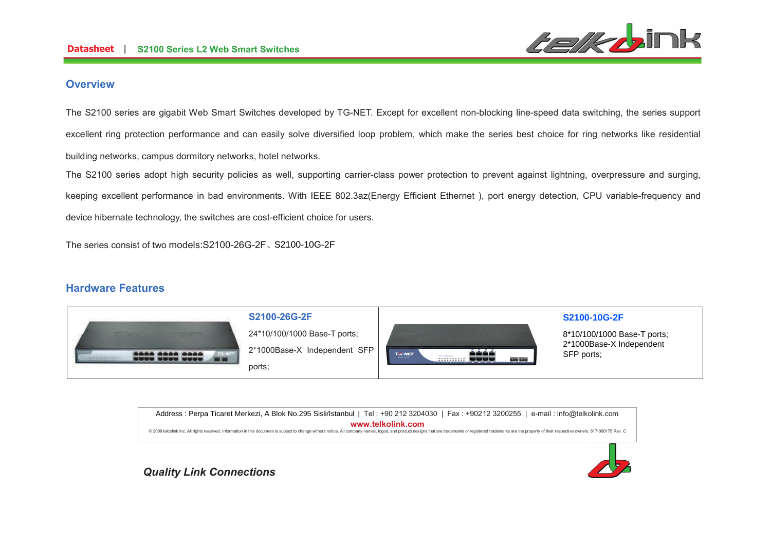## Overview

The S2100 series are gigabit Web Smart Switches developed by TG-NET. Except for excellent non-blocking line-speed data switching, the series support excellent ring protection performance and can easily solve diversified loop problem, which make the series best choice for ring networks like residential building networks, campus dormitory networks, hotel networks.

The S2100 series adopt high security policies as well, supporting carrier-class power protection to prevent against lightning, overpressure and surging, keeping excellent performance in bad environments. With IEEE 802.3az(Energy Efficient Ethernet ), port energy detection, CPU variable-frequency and device hibernate technology, the switches are cost-efficient choice for users.

The series consist of two models:S2100-26G-2F、S2100-10G-2F

## Hardware Features

| | S2100-26G-2F | | S2100-10G-2F |
|---|---|---|---|
| | 24*10/100/1000 Base-T ports;<br>2*1000Base-X Independent SFP ports; | | 8*10/100/1000 Base-T ports;<br>2*1000Base-X Independent SFP ports; |

Address : Perpa Ticaret Merkezi, A Blok No.295 Sisli/Istanbul | Tel : +90 212 3204030 | Fax : +90212 3200255 | e-mail : info@telkolink.com

**www.telkolink.com**

© 2009 telcolink Inc. All rights reserved. Information in this document is subject to change without notice. All company names, logos, and product designs that are trademarks or registered trademarks are the property of their respective owners. 617-000175 Rev. C

***Quality Link Connections***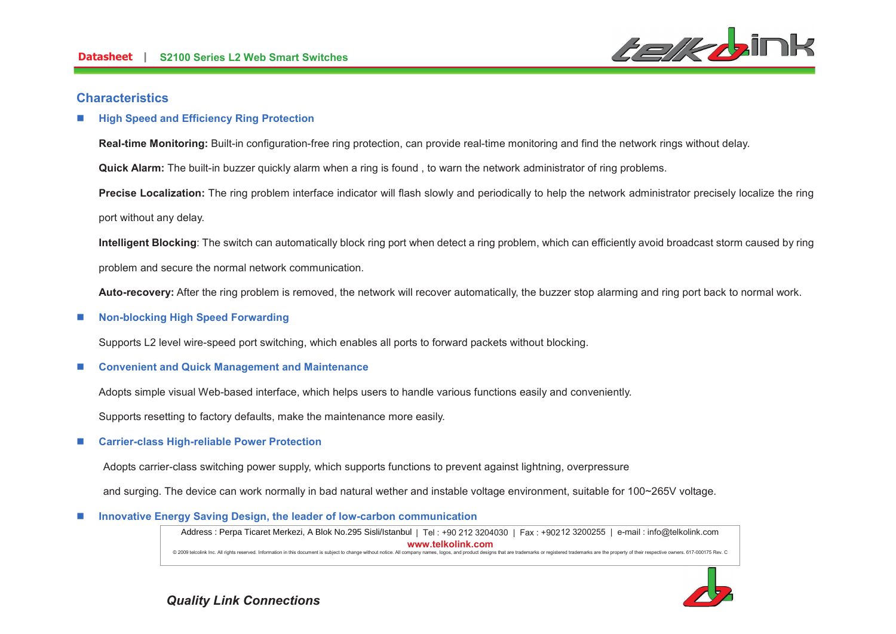## Characteristics

- **High Speed and Efficiency Ring Protection**

  **Real-time Monitoring:** Built-in configuration-free ring protection, can provide real-time monitoring and find the network rings without delay.

  **Quick Alarm:** The built-in buzzer quickly alarm when a ring is found , to warn the network administrator of ring problems.

  **Precise Localization:** The ring problem interface indicator will flash slowly and periodically to help the network administrator precisely localize the ring port without any delay.

  **Intelligent Blocking**: The switch can automatically block ring port when detect a ring problem, which can efficiently avoid broadcast storm caused by ring problem and secure the normal network communication.

  **Auto-recovery:** After the ring problem is removed, the network will recover automatically, the buzzer stop alarming and ring port back to normal work.

- **Non-blocking High Speed Forwarding**

  Supports L2 level wire-speed port switching, which enables all ports to forward packets without blocking.

- **Convenient and Quick Management and Maintenance**

  Adopts simple visual Web-based interface, which helps users to handle various functions easily and conveniently.

  Supports resetting to factory defaults, make the maintenance more easily.

- **Carrier-class High-reliable Power Protection**

  Adopts carrier-class switching power supply, which supports functions to prevent against lightning, overpressure and surging. The device can work normally in bad natural wether and instable voltage environment, suitable for 100~265V voltage.

- **Innovative Energy Saving Design, the leader of low-carbon communication**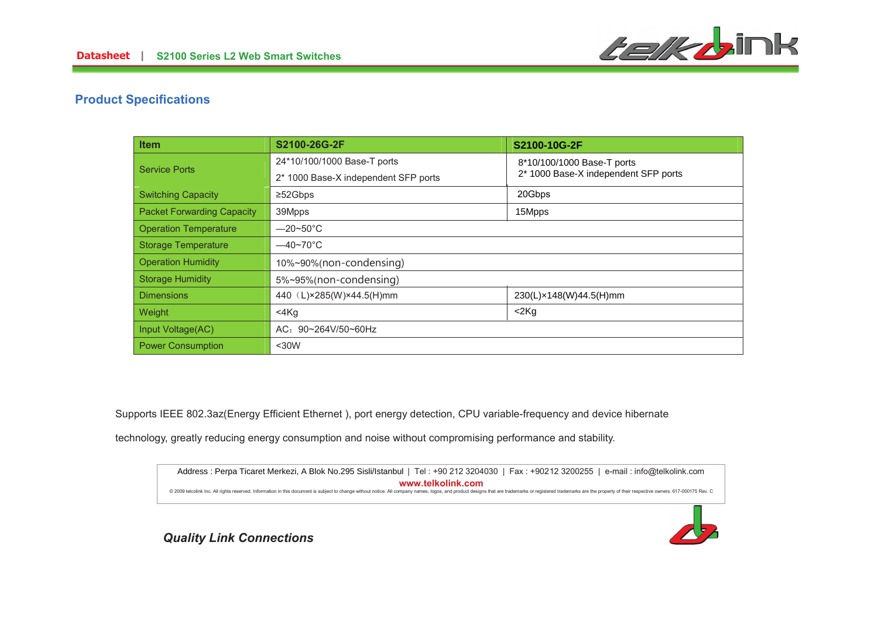## Product Specifications

| Item | S2100-26G-2F | S2100-10G-2F |
|---|---|---|
| Service Ports | 24*10/100/1000 Base-T ports<br>2* 1000 Base-X independent SFP ports | 8*10/100/1000 Base-T ports<br>2* 1000 Base-X independent SFP ports |
| Switching Capacity | ≥52Gbps | 20Gbps |
| Packet Forwarding Capacity | 39Mpps | 15Mpps |
| Operation Temperature | —20~50°C | |
| Storage Temperature | —40~70°C | |
| Operation Humidity | 10%~90%(non-condensing) | |
| Storage Humidity | 5%~95%(non-condensing) | |
| Dimensions | 440（L)×285(W)×44.5(H)mm | 230(L)×148(W)44.5(H)mm |
| Weight | <4Kg | <2Kg |
| Input Voltage(AC) | AC：90~264V/50~60Hz | |
| Power Consumption | <30W | |

Supports IEEE 802.3az(Energy Efficient Ethernet ), port energy detection, CPU variable-frequency and device hibernate technology, greatly reducing energy consumption and noise without compromising performance and stability.

Address : Perpa Ticaret Merkezi, A Blok No.295 Sisli/Istanbul | Tel : +90 212 3204030 | Fax : +90212 3200255 | e-mail : info@telkolink.com

**www.telkolink.com**

© 2009 telcolink Inc. All rights reserved. Information in this document is subject to change without notice. All company names, logos, and product designs that are trademarks or registered trademarks are the property of their respective owners. 617-000175 Rev. C

***Quality Link Connections***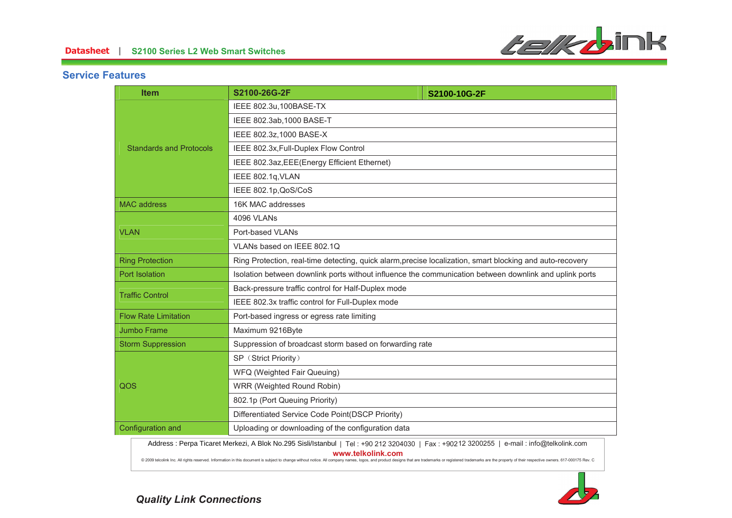## Service Features

| Item | S2100-26G-2F | S2100-10G-2F |
|---|---|---|
| Standards and Protocols | IEEE 802.3u,100BASE-TX | |
| | IEEE 802.3ab,1000 BASE-T | |
| | IEEE 802.3z,1000 BASE-X | |
| | IEEE 802.3x,Full-Duplex Flow Control | |
| | IEEE 802.3az,EEE(Energy Efficient Ethernet) | |
| | IEEE 802.1q,VLAN | |
| | IEEE 802.1p,QoS/CoS | |
| MAC address | 16K MAC addresses | |
| VLAN | 4096 VLANs | |
| | Port-based VLANs | |
| | VLANs based on IEEE 802.1Q | |
| Ring Protection | Ring Protection, real-time detecting, quick alarm,precise localization, smart blocking and auto-recovery | |
| Port Isolation | Isolation between downlink ports without influence the communication between downlink and uplink ports | |
| Traffic Control | Back-pressure traffic control for Half-Duplex mode | |
| | IEEE 802.3x traffic control for Full-Duplex mode | |
| Flow Rate Limitation | Port-based ingress or egress rate limiting | |
| Jumbo Frame | Maximum 9216Byte | |
| Storm Suppression | Suppression of broadcast storm based on forwarding rate | |
| QOS | SP（Strict Priority） | |
| | WFQ (Weighted Fair Queuing) | |
| | WRR (Weighted Round Robin) | |
| | 802.1p (Port Queuing Priority) | |
| | Differentiated Service Code Point(DSCP Priority) | |
| Configuration and | Uploading or downloading of the configuration data | |

Address : Perpa Ticaret Merkezi, A Blok No.295 Sisli/Istanbul | Tel : +90 212 3204030 | Fax : +90212 3200255 | e-mail : info@telkolink.com

www.telkolink.com

© 2009 telcolink Inc. All rights reserved. Information in this document is subject to change without notice. All company names, logos, and product designs that are trademarks or registered trademarks are the property of their respective owners. 617-000175 Rev. C

*Quality Link Connections*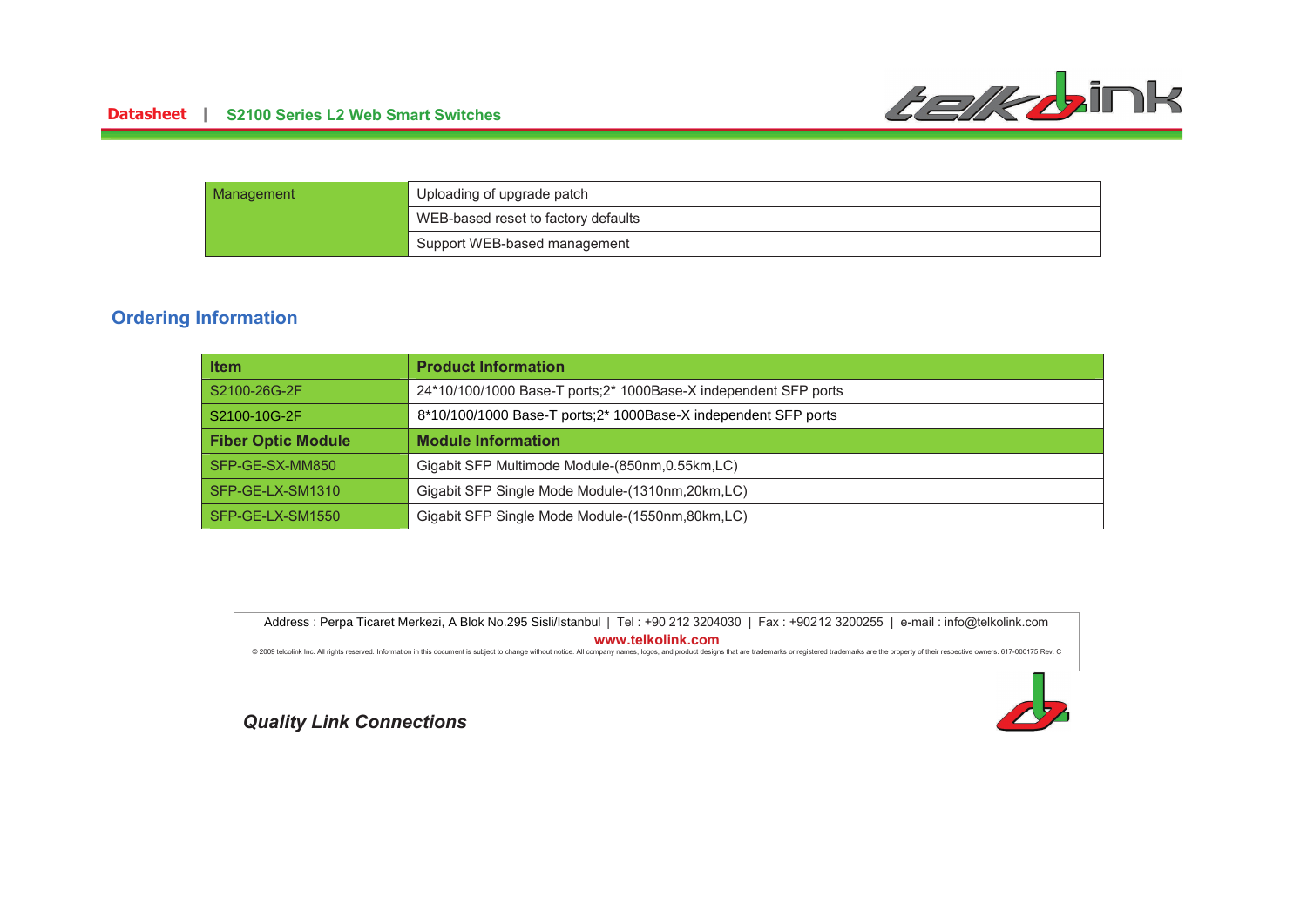| | |
|---|---|
| Management | Uploading of upgrade patch |
| | WEB-based reset to factory defaults |
| | Support WEB-based management |

## Ordering Information

| Item | Product Information |
|---|---|
| S2100-26G-2F | 24*10/100/1000 Base-T ports;2* 1000Base-X independent SFP ports |
| S2100-10G-2F | 8*10/100/1000 Base-T ports;2* 1000Base-X independent SFP ports |
| **Fiber Optic Module** | **Module Information** |
| SFP-GE-SX-MM850 | Gigabit SFP Multimode Module-(850nm,0.55km,LC) |
| SFP-GE-LX-SM1310 | Gigabit SFP Single Mode Module-(1310nm,20km,LC) |
| SFP-GE-LX-SM1550 | Gigabit SFP Single Mode Module-(1550nm,80km,LC) |

Address : Perpa Ticaret Merkezi, A Blok No.295 Sisli/Istanbul | Tel : +90 212 3204030 | Fax : +90212 3200255 | e-mail : info@telkolink.com

**www.telkolink.com**

© 2009 telcolink Inc. All rights reserved. Information in this document is subject to change without notice. All company names, logos, and product designs that are trademarks or registered trademarks are the property of their respective owners. 617-000175 Rev. C

***Quality Link Connections***